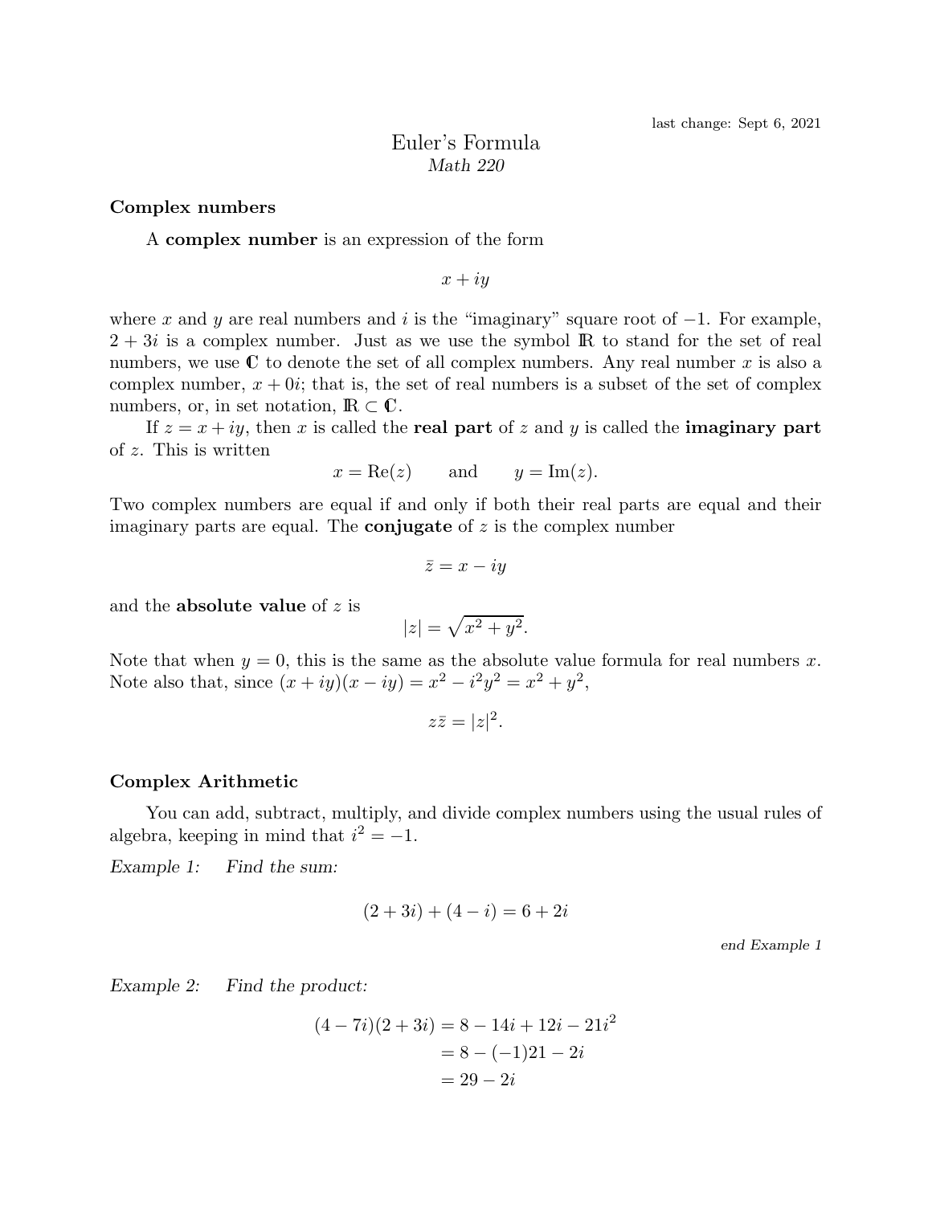last change: Sept 6, 2021

# Euler's Formula

*Math 220*

## Complex numbers

A **complex number** is an expression of the form

$$x + iy$$

where $x$ and $y$ are real numbers and $i$ is the "imaginary" square root of $-1$. For example, $2 + 3i$ is a complex number. Just as we use the symbol $\mathbb{R}$ to stand for the set of real numbers, we use $\mathbb{C}$ to denote the set of all complex numbers. Any real number $x$ is also a complex number, $x + 0i$; that is, the set of real numbers is a subset of the set of complex numbers, or, in set notation, $\mathbb{R} \subset \mathbb{C}$.

If $z = x + iy$, then $x$ is called the **real part** of $z$ and $y$ is called the **imaginary part** of $z$. This is written

$$x = \text{Re}(z) \qquad \text{and} \qquad y = \text{Im}(z).$$

Two complex numbers are equal if and only if both their real parts are equal and their imaginary parts are equal. The **conjugate** of $z$ is the complex number

$$\bar{z} = x - iy$$

and the **absolute value** of $z$ is

$$|z| = \sqrt{x^2 + y^2}.$$

Note that when $y = 0$, this is the same as the absolute value formula for real numbers $x$. Note also that, since $(x + iy)(x - iy) = x^2 - i^2y^2 = x^2 + y^2$,

$$z\bar{z} = |z|^2.$$

## Complex Arithmetic

You can add, subtract, multiply, and divide complex numbers using the usual rules of algebra, keeping in mind that $i^2 = -1$.

*Example 1: Find the sum:*

$$(2 + 3i) + (4 - i) = 6 + 2i$$

*end Example 1*

*Example 2: Find the product:*

$$\begin{aligned}(4 - 7i)(2 + 3i) &= 8 - 14i + 12i - 21i^2 \\ &= 8 - (-1)21 - 2i \\ &= 29 - 2i\end{aligned}$$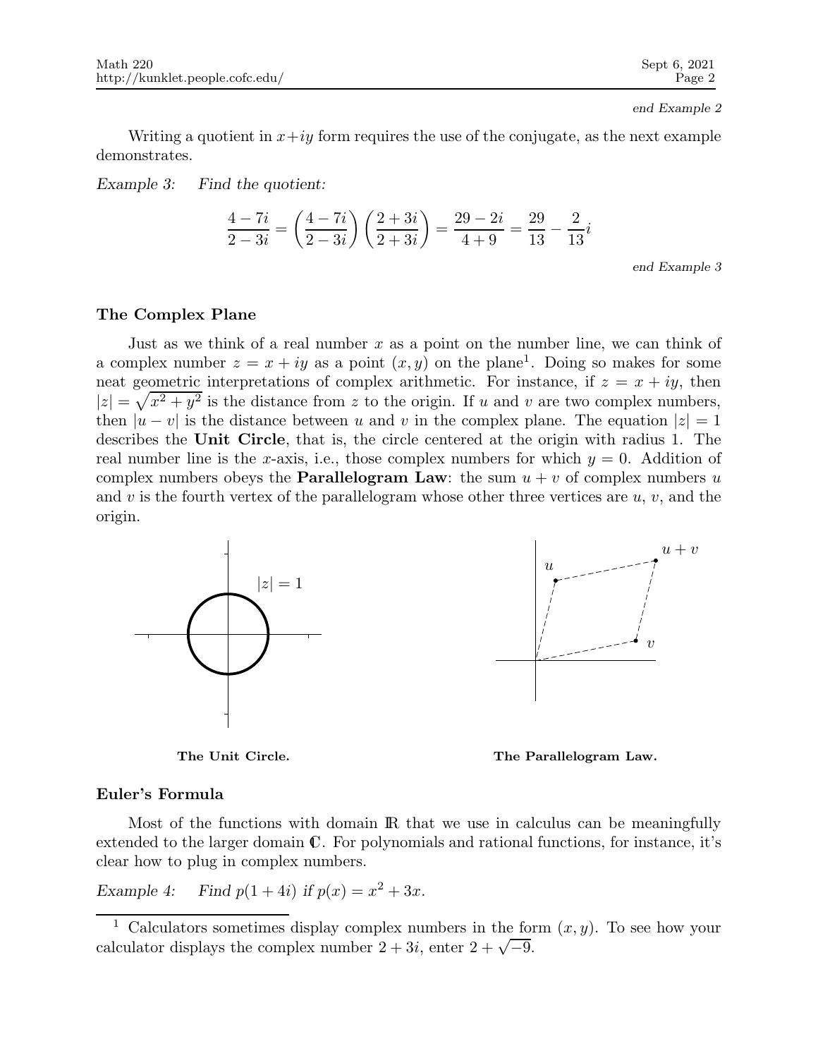*end Example 2*

Writing a quotient in $x+iy$ form requires the use of the conjugate, as the next example demonstrates.

*Example 3:* *Find the quotient:*

$$\frac{4-7i}{2-3i} = \left(\frac{4-7i}{2-3i}\right)\left(\frac{2+3i}{2+3i}\right) = \frac{29-2i}{4+9} = \frac{29}{13} - \frac{2}{13}i$$

*end Example 3*

### The Complex Plane

Just as we think of a real number $x$ as a point on the number line, we can think of a complex number $z = x + iy$ as a point $(x, y)$ on the plane[1]. Doing so makes for some neat geometric interpretations of complex arithmetic. For instance, if $z = x + iy$, then $|z| = \sqrt{x^2 + y^2}$ is the distance from $z$ to the origin. If $u$ and $v$ are two complex numbers, then $|u - v|$ is the distance between $u$ and $v$ in the complex plane. The equation $|z| = 1$ describes the **Unit Circle**, that is, the circle centered at the origin with radius 1. The real number line is the $x$-axis, i.e., those complex numbers for which $y = 0$. Addition of complex numbers obeys the **Parallelogram Law**: the sum $u + v$ of complex numbers $u$ and $v$ is the fourth vertex of the parallelogram whose other three vertices are $u$, $v$, and the origin.

$|z| = 1$

**The Unit Circle.**

$u$, $u+v$, $v$

**The Parallelogram Law.**

### Euler's Formula

Most of the functions with domain $\mathbb{R}$ that we use in calculus can be meaningfully extended to the larger domain $\mathbb{C}$. For polynomials and rational functions, for instance, it's clear how to plug in complex numbers.

*Example 4:* *Find $p(1 + 4i)$ if $p(x) = x^2 + 3x$.*

---

[1] Calculators sometimes display complex numbers in the form $(x, y)$. To see how your calculator displays the complex number $2 + 3i$, enter $2 + \sqrt{-9}$.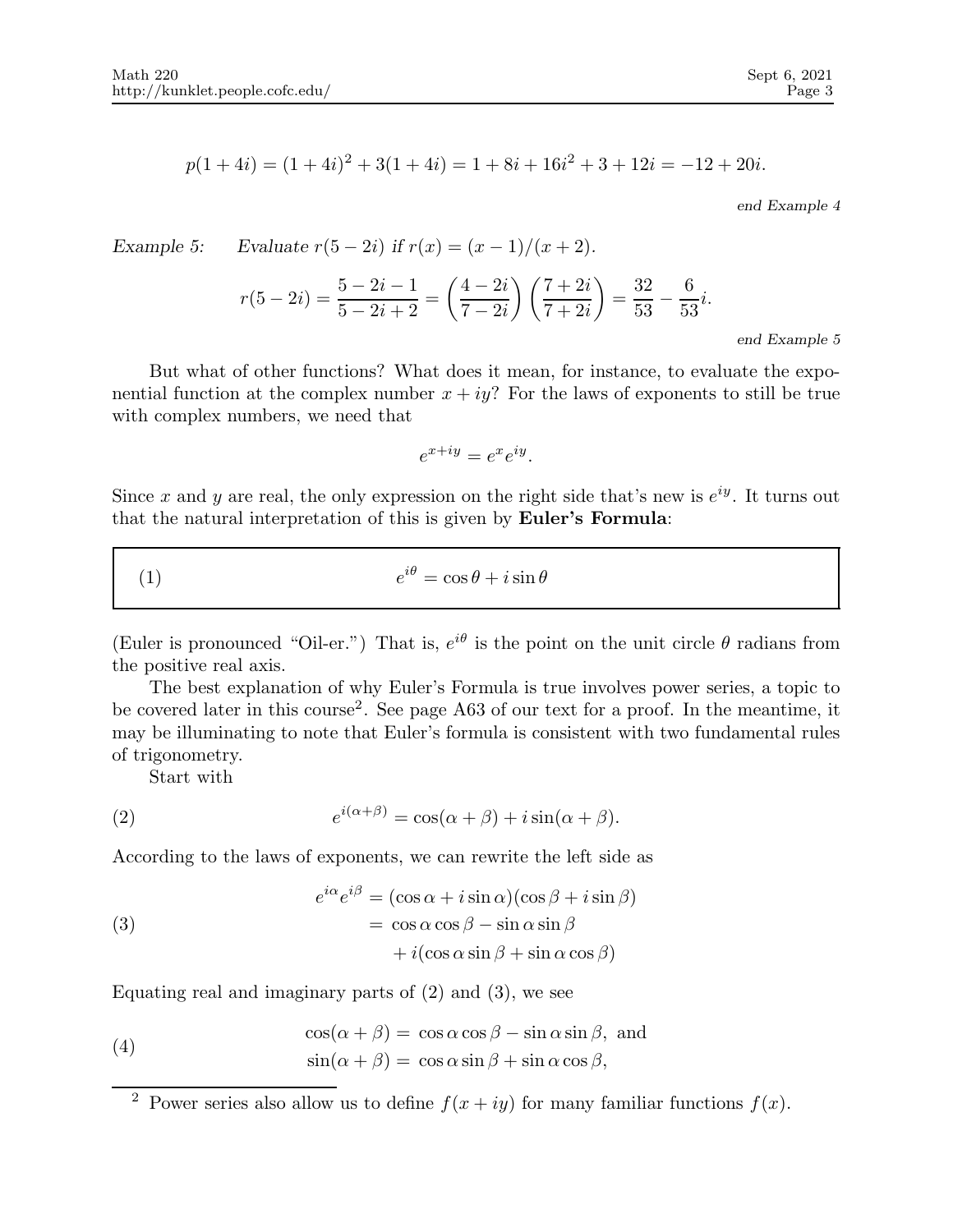$$p(1+4i) = (1+4i)^2 + 3(1+4i) = 1 + 8i + 16i^2 + 3 + 12i = -12 + 20i.$$

*end Example 4*

*Example 5:* *Evaluate $r(5-2i)$ if $r(x) = (x-1)/(x+2)$.*

$$r(5-2i) = \frac{5-2i-1}{5-2i+2} = \left(\frac{4-2i}{7-2i}\right)\left(\frac{7+2i}{7+2i}\right) = \frac{32}{53} - \frac{6}{53}i.$$

*end Example 5*

But what of other functions? What does it mean, for instance, to evaluate the exponential function at the complex number $x+iy$? For the laws of exponents to still be true with complex numbers, we need that

$$e^{x+iy} = e^x e^{iy}.$$

Since $x$ and $y$ are real, the only expression on the right side that's new is $e^{iy}$. It turns out that the natural interpretation of this is given by **Euler's Formula**:

$$e^{i\theta} = \cos\theta + i\sin\theta \tag{1}$$

(Euler is pronounced "Oil-er.") That is, $e^{i\theta}$ is the point on the unit circle $\theta$ radians from the positive real axis.

The best explanation of why Euler's Formula is true involves power series, a topic to be covered later in this course[2]. See page A63 of our text for a proof. In the meantime, it may be illuminating to note that Euler's formula is consistent with two fundamental rules of trigonometry.

Start with

$$e^{i(\alpha+\beta)} = \cos(\alpha+\beta) + i\sin(\alpha+\beta). \tag{2}$$

According to the laws of exponents, we can rewrite the left side as

$$\begin{aligned} e^{i\alpha}e^{i\beta} &= (\cos\alpha + i\sin\alpha)(\cos\beta + i\sin\beta) \\ &= \cos\alpha\cos\beta - \sin\alpha\sin\beta \\ &\quad + i(\cos\alpha\sin\beta + \sin\alpha\cos\beta) \end{aligned} \tag{3}$$

Equating real and imaginary parts of (2) and (3), we see

$$\begin{aligned} \cos(\alpha+\beta) &= \cos\alpha\cos\beta - \sin\alpha\sin\beta, \text{ and} \\ \sin(\alpha+\beta) &= \cos\alpha\sin\beta + \sin\alpha\cos\beta, \end{aligned} \tag{4}$$

[2] Power series also allow us to define $f(x+iy)$ for many familiar functions $f(x)$.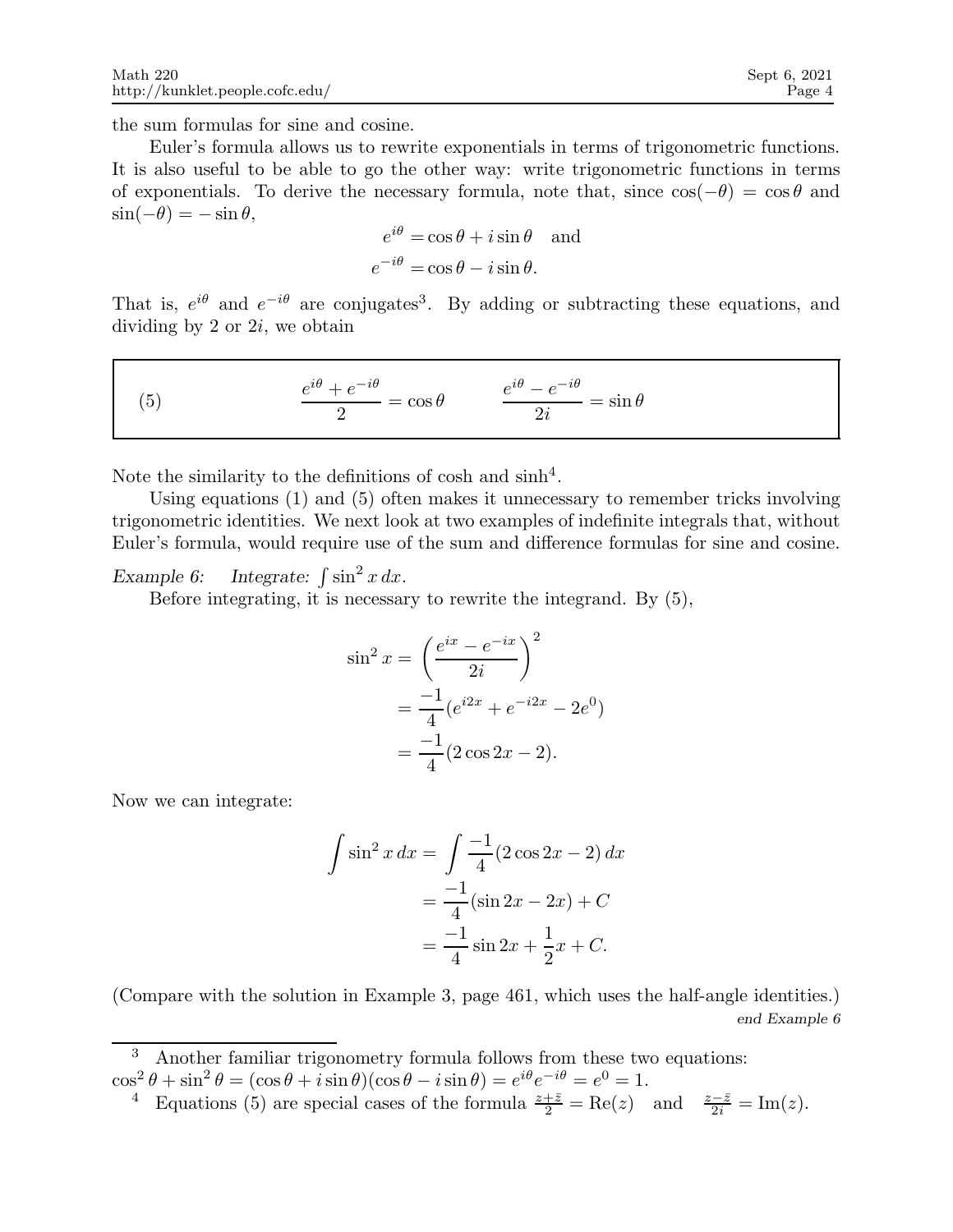the sum formulas for sine and cosine.

Euler's formula allows us to rewrite exponentials in terms of trigonometric functions. It is also useful to be able to go the other way: write trigonometric functions in terms of exponentials. To derive the necessary formula, note that, since $\cos(-\theta) = \cos\theta$ and $\sin(-\theta) = -\sin\theta$,

$$\begin{aligned} e^{i\theta} &= \cos\theta + i\sin\theta \quad \text{and} \\ e^{-i\theta} &= \cos\theta - i\sin\theta. \end{aligned}$$

That is, $e^{i\theta}$ and $e^{-i\theta}$ are conjugates[3]. By adding or subtracting these equations, and dividing by 2 or $2i$, we obtain

$$(5) \qquad \frac{e^{i\theta} + e^{-i\theta}}{2} = \cos\theta \qquad \frac{e^{i\theta} - e^{-i\theta}}{2i} = \sin\theta$$

Note the similarity to the definitions of cosh and sinh[4].

Using equations (1) and (5) often makes it unnecessary to remember tricks involving trigonometric identities. We next look at two examples of indefinite integrals that, without Euler's formula, would require use of the sum and difference formulas for sine and cosine.

*Example 6:* *Integrate:* $\int \sin^2 x\, dx$.

Before integrating, it is necessary to rewrite the integrand. By (5),

$$\begin{aligned} \sin^2 x &= \left(\frac{e^{ix} - e^{-ix}}{2i}\right)^2 \\ &= \frac{-1}{4}(e^{i2x} + e^{-i2x} - 2e^0) \\ &= \frac{-1}{4}(2\cos 2x - 2). \end{aligned}$$

Now we can integrate:

$$\begin{aligned} \int \sin^2 x\, dx &= \int \frac{-1}{4}(2\cos 2x - 2)\, dx \\ &= \frac{-1}{4}(\sin 2x - 2x) + C \\ &= \frac{-1}{4}\sin 2x + \frac{1}{2}x + C. \end{aligned}$$

(Compare with the solution in Example 3, page 461, which uses the half-angle identities.)

*end Example 6*

---

[3] Another familiar trigonometry formula follows from these two equations: $\cos^2\theta + \sin^2\theta = (\cos\theta + i\sin\theta)(\cos\theta - i\sin\theta) = e^{i\theta}e^{-i\theta} = e^0 = 1$.

[4] Equations (5) are special cases of the formula $\frac{z+\bar{z}}{2} = \mathrm{Re}(z)$ and $\frac{z-\bar{z}}{2i} = \mathrm{Im}(z)$.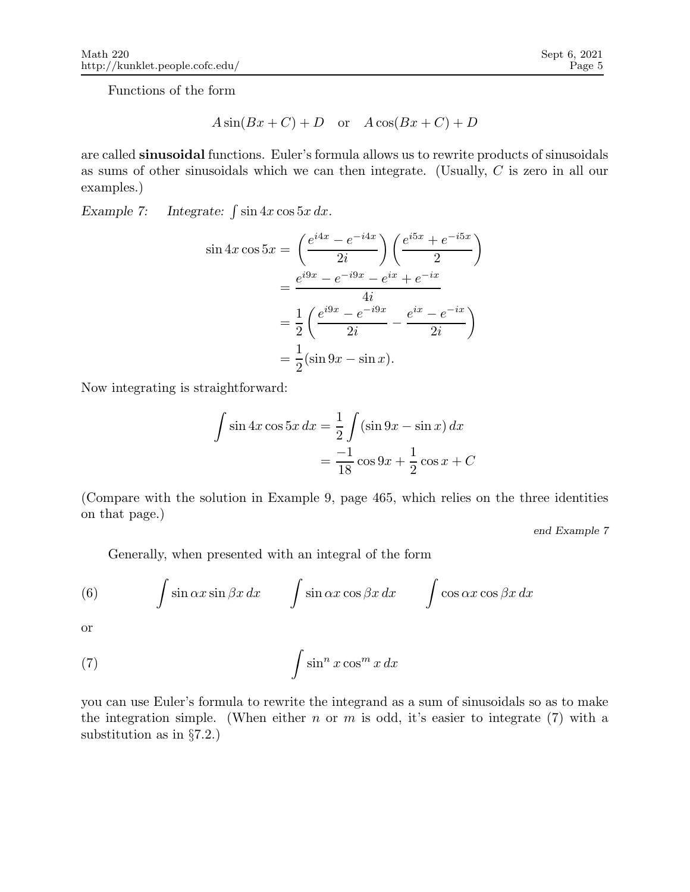Functions of the form

$$A\sin(Bx+C)+D \quad \text{or} \quad A\cos(Bx+C)+D$$

are called **sinusoidal** functions. Euler's formula allows us to rewrite products of sinusoidals as sums of other sinusoidals which we can then integrate. (Usually, $C$ is zero in all our examples.)

*Example 7:* *Integrate:* $\int \sin 4x \cos 5x\, dx$.

$$\begin{aligned}
\sin 4x \cos 5x &= \left(\frac{e^{i4x}-e^{-i4x}}{2i}\right)\left(\frac{e^{i5x}+e^{-i5x}}{2}\right) \\
&= \frac{e^{i9x}-e^{-i9x}-e^{ix}+e^{-ix}}{4i} \\
&= \frac{1}{2}\left(\frac{e^{i9x}-e^{-i9x}}{2i}-\frac{e^{ix}-e^{-ix}}{2i}\right) \\
&= \frac{1}{2}(\sin 9x - \sin x).
\end{aligned}$$

Now integrating is straightforward:

$$\begin{aligned}
\int \sin 4x \cos 5x\, dx &= \frac{1}{2}\int (\sin 9x - \sin x)\, dx \\
&= \frac{-1}{18}\cos 9x + \frac{1}{2}\cos x + C
\end{aligned}$$

(Compare with the solution in Example 9, page 465, which relies on the three identities on that page.)

*end Example 7*

Generally, when presented with an integral of the form

$$(6) \qquad \int \sin \alpha x \sin \beta x\, dx \qquad \int \sin \alpha x \cos \beta x\, dx \qquad \int \cos \alpha x \cos \beta x\, dx$$

or

$$(7) \qquad \int \sin^n x \cos^m x\, dx$$

you can use Euler's formula to rewrite the integrand as a sum of sinusoidals so as to make the integration simple. (When either $n$ or $m$ is odd, it's easier to integrate (7) with a substitution as in §7.2.)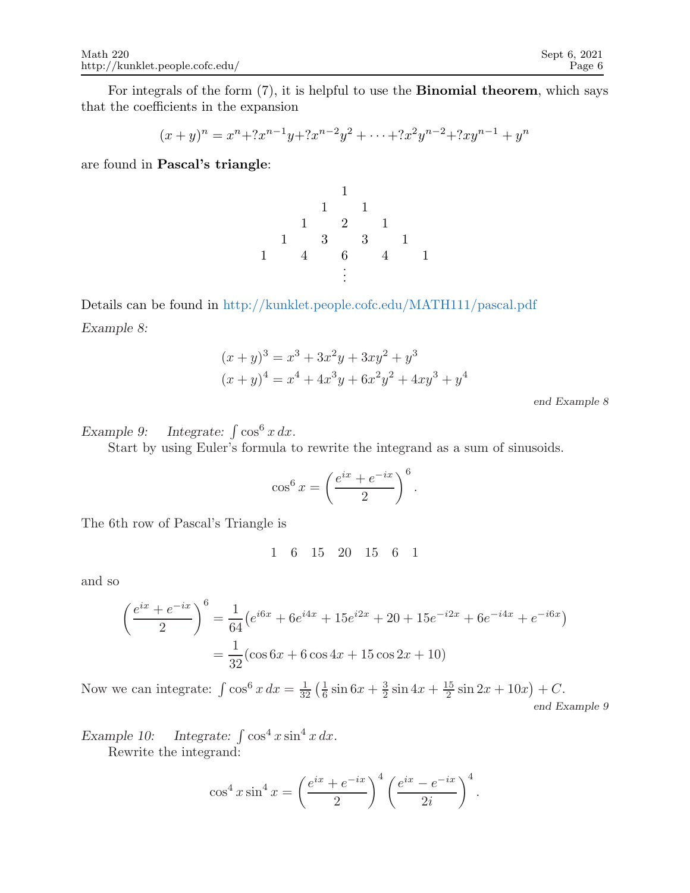For integrals of the form (7), it is helpful to use the **Binomial theorem**, which says that the coefficients in the expansion

$$(x+y)^n = x^n + ?x^{n-1}y + ?x^{n-2}y^2 + \cdots + ?x^2y^{n-2} + ?xy^{n-1} + y^n$$

are found in **Pascal's triangle**:

$$\begin{array}{ccccccccc} & & & & 1 & & & & \\ & & & 1 & & 1 & & & \\ & & 1 & & 2 & & 1 & & \\ & 1 & & 3 & & 3 & & 1 & \\ 1 & & 4 & & 6 & & 4 & & 1 \\ & & & & \vdots & & & & \end{array}$$

Details can be found in http://kunklet.people.cofc.edu/MATH111/pascal.pdf

*Example 8:*

$$(x+y)^3 = x^3 + 3x^2y + 3xy^2 + y^3$$
$$(x+y)^4 = x^4 + 4x^3y + 6x^2y^2 + 4xy^3 + y^4$$

*end Example 8*

*Example 9:* *Integrate:* $\int \cos^6 x \, dx$.

Start by using Euler's formula to rewrite the integrand as a sum of sinusoids.

$$\cos^6 x = \left(\frac{e^{ix} + e^{-ix}}{2}\right)^6.$$

The 6th row of Pascal's Triangle is

$$1 \quad 6 \quad 15 \quad 20 \quad 15 \quad 6 \quad 1$$

and so

$$\begin{aligned}\left(\frac{e^{ix} + e^{-ix}}{2}\right)^6 &= \frac{1}{64}\big(e^{i6x} + 6e^{i4x} + 15e^{i2x} + 20 + 15e^{-i2x} + 6e^{-i4x} + e^{-i6x}\big) \\ &= \frac{1}{32}(\cos 6x + 6\cos 4x + 15\cos 2x + 10)\end{aligned}$$

Now we can integrate: $\int \cos^6 x \, dx = \frac{1}{32}\left(\frac{1}{6}\sin 6x + \frac{3}{2}\sin 4x + \frac{15}{2}\sin 2x + 10x\right) + C$.

*end Example 9*

*Example 10:* *Integrate:* $\int \cos^4 x \sin^4 x \, dx$.

Rewrite the integrand:

$$\cos^4 x \sin^4 x = \left(\frac{e^{ix} + e^{-ix}}{2}\right)^4 \left(\frac{e^{ix} - e^{-ix}}{2i}\right)^4.$$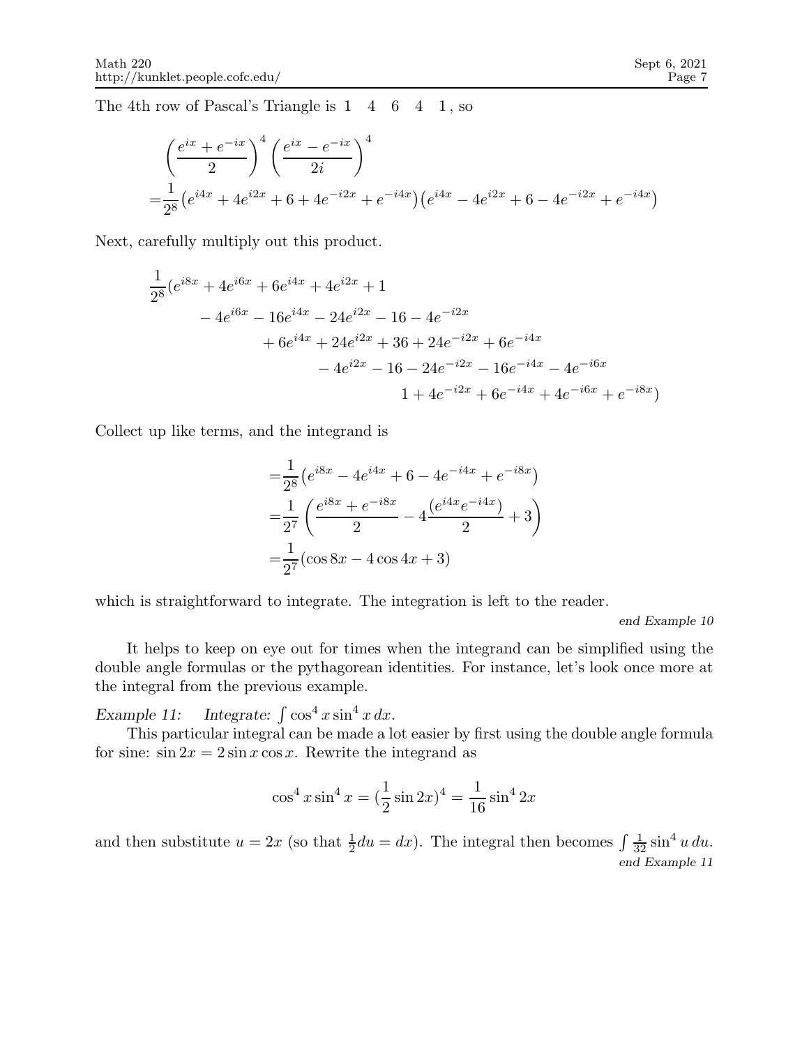The 4th row of Pascal's Triangle is 1 4 6 4 1, so

$$
\begin{aligned}
&\left(\frac{e^{ix}+e^{-ix}}{2}\right)^4 \left(\frac{e^{ix}-e^{-ix}}{2i}\right)^4 \\
=&\frac{1}{2^8}\left(e^{i4x}+4e^{i2x}+6+4e^{-i2x}+e^{-i4x}\right)\left(e^{i4x}-4e^{i2x}+6-4e^{-i2x}+e^{-i4x}\right)
\end{aligned}
$$

Next, carefully multiply out this product.

$$
\begin{aligned}
\frac{1}{2^8}(&e^{i8x}+4e^{i6x}+6e^{i4x}+4e^{i2x}+1 \\
&-4e^{i6x}-16e^{i4x}-24e^{i2x}-16-4e^{-i2x} \\
&+6e^{i4x}+24e^{i2x}+36+24e^{-i2x}+6e^{-i4x} \\
&-4e^{i2x}-16-24e^{-i2x}-16e^{-i4x}-4e^{-i6x} \\
&1+4e^{-i2x}+6e^{-i4x}+4e^{-i6x}+e^{-i8x})
\end{aligned}
$$

Collect up like terms, and the integrand is

$$
\begin{aligned}
=&\frac{1}{2^8}\left(e^{i8x}-4e^{i4x}+6-4e^{-i4x}+e^{-i8x}\right) \\
=&\frac{1}{2^7}\left(\frac{e^{i8x}+e^{-i8x}}{2}-4\frac{(e^{i4x}e^{-i4x})}{2}+3\right) \\
=&\frac{1}{2^7}(\cos 8x-4\cos 4x+3)
\end{aligned}
$$

which is straightforward to integrate. The integration is left to the reader.

*end Example 10*

It helps to keep on eye out for times when the integrand can be simplified using the double angle formulas or the pythagorean identities. For instance, let's look once more at the integral from the previous example.

*Example 11: Integrate:* $\int \cos^4 x \sin^4 x\, dx$.

This particular integral can be made a lot easier by first using the double angle formula for sine: $\sin 2x = 2\sin x\cos x$. Rewrite the integrand as

$$
\cos^4 x\sin^4 x = (\frac{1}{2}\sin 2x)^4 = \frac{1}{16}\sin^4 2x
$$

and then substitute $u = 2x$ (so that $\frac{1}{2}du = dx$). The integral then becomes $\int \frac{1}{32}\sin^4 u\, du$.

*end Example 11*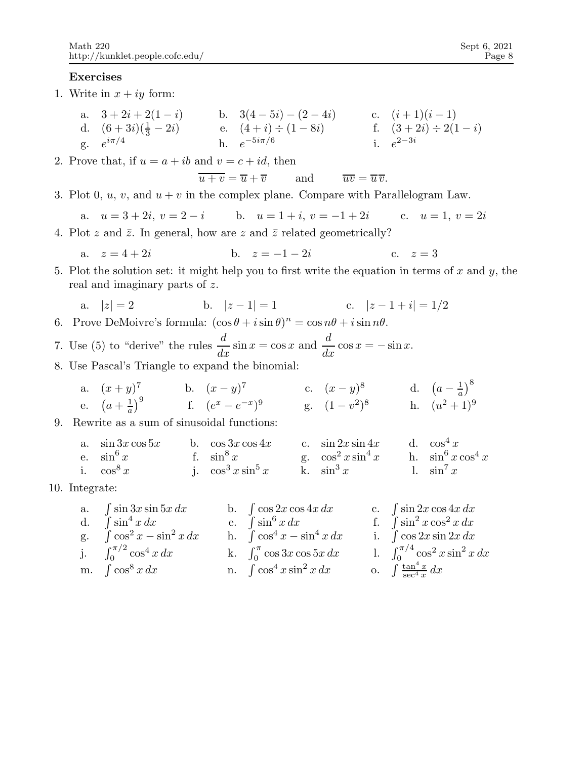### Exercises

1. Write in $x + iy$ form:

   a. $3 + 2i + 2(1 - i)$ b. $3(4 - 5i) - (2 - 4i)$ c. $(i + 1)(i - 1)$
   d. $(6 + 3i)(\frac{1}{3} - 2i)$ e. $(4 + i) \div (1 - 8i)$ f. $(3 + 2i) \div 2(1 - i)$
   g. $e^{i\pi/4}$ h. $e^{-5i\pi/6}$ i. $e^{2-3i}$

2. Prove that, if $u = a + ib$ and $v = c + id$, then

$$\overline{u + v} = \overline{u} + \overline{v} \qquad \text{and} \qquad \overline{uv} = \overline{u}\,\overline{v}.$$

3. Plot 0, $u$, $v$, and $u + v$ in the complex plane. Compare with Parallelogram Law.

   a. $u = 3 + 2i,\ v = 2 - i$ b. $u = 1 + i,\ v = -1 + 2i$ c. $u = 1,\ v = 2i$

4. Plot $z$ and $\bar{z}$. In general, how are $z$ and $\bar{z}$ related geometrically?

   a. $z = 4 + 2i$ b. $z = -1 - 2i$ c. $z = 3$

5. Plot the solution set: it might help you to first write the equation in terms of $x$ and $y$, the real and imaginary parts of $z$.

   a. $|z| = 2$ b. $|z - 1| = 1$ c. $|z - 1 + i| = 1/2$

6. Prove DeMoivre's formula: $(\cos\theta + i\sin\theta)^n = \cos n\theta + i\sin n\theta$.

7. Use (5) to "derive" the rules $\dfrac{d}{dx}\sin x = \cos x$ and $\dfrac{d}{dx}\cos x = -\sin x$.

8. Use Pascal's Triangle to expand the binomial:

   a. $(x + y)^7$ b. $(x - y)^7$ c. $(x - y)^8$ d. $\left(a - \frac{1}{a}\right)^8$
   e. $\left(a + \frac{1}{a}\right)^9$ f. $(e^x - e^{-x})^9$ g. $(1 - v^2)^8$ h. $(u^2 + 1)^9$

9. Rewrite as a sum of sinusoidal functions:

   a. $\sin 3x \cos 5x$ b. $\cos 3x \cos 4x$ c. $\sin 2x \sin 4x$ d. $\cos^4 x$
   e. $\sin^6 x$ f. $\sin^8 x$ g. $\cos^2 x \sin^4 x$ h. $\sin^6 x \cos^4 x$
   i. $\cos^8 x$ j. $\cos^3 x \sin^5 x$ k. $\sin^3 x$ l. $\sin^7 x$

10. Integrate:

    a. $\int \sin 3x \sin 5x\, dx$ b. $\int \cos 2x \cos 4x\, dx$ c. $\int \sin 2x \cos 4x\, dx$
    d. $\int \sin^4 x\, dx$ e. $\int \sin^6 x\, dx$ f. $\int \sin^2 x \cos^2 x\, dx$
    g. $\int \cos^2 x - \sin^2 x\, dx$ h. $\int \cos^4 x - \sin^4 x\, dx$ i. $\int \cos 2x \sin 2x\, dx$
    j. $\int_0^{\pi/2} \cos^4 x\, dx$ k. $\int_0^{\pi} \cos 3x \cos 5x\, dx$ l. $\int_0^{\pi/4} \cos^2 x \sin^2 x\, dx$
    m. $\int \cos^8 x\, dx$ n. $\int \cos^4 x \sin^2 x\, dx$ o. $\int \frac{\tan^4 x}{\sec^4 x}\, dx$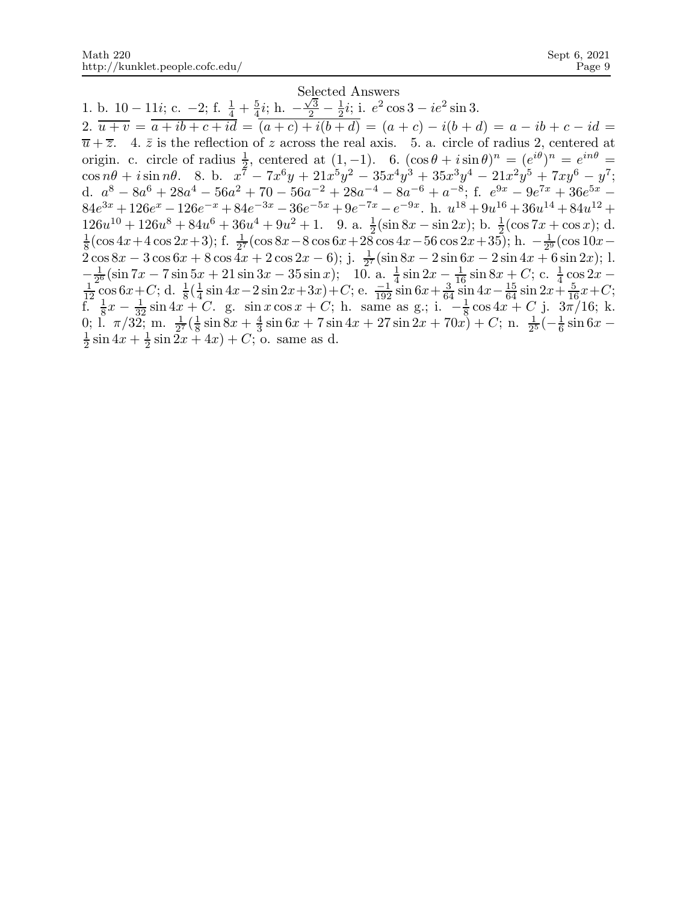## Selected Answers

1. b. $10 - 11i$; c. $-2$; f. $\frac{1}{4} + \frac{5}{4}i$; h. $-\frac{\sqrt{3}}{2} - \frac{1}{2}i$; i. $e^2 \cos 3 - ie^2 \sin 3$.
2. $\overline{u+v} = \overline{a+ib+c+id} = \overline{(a+c)+i(b+d)} = (a+c) - i(b+d) = a - ib + c - id = \overline{u} + \overline{z}$. 4. $\bar{z}$ is the reflection of $z$ across the real axis. 5. a. circle of radius 2, centered at origin. c. circle of radius $\frac{1}{2}$, centered at $(1, -1)$. 6. $(\cos\theta + i\sin\theta)^n = (e^{i\theta})^n = e^{in\theta} = \cos n\theta + i \sin n\theta$. 8. b. $x^7 - 7x^6y + 21x^5y^2 - 35x^4y^3 + 35x^3y^4 - 21x^2y^5 + 7xy^6 - y^7$; d. $a^8 - 8a^6 + 28a^4 - 56a^2 + 70 - 56a^{-2} + 28a^{-4} - 8a^{-6} + a^{-8}$; f. $e^{9x} - 9e^{7x} + 36e^{5x} - 84e^{3x} + 126e^x - 126e^{-x} + 84e^{-3x} - 36e^{-5x} + 9e^{-7x} - e^{-9x}$. h. $u^{18} + 9u^{16} + 36u^{14} + 84u^{12} + 126u^{10} + 126u^8 + 84u^6 + 36u^4 + 9u^2 + 1$. 9. a. $\frac{1}{2}(\sin 8x - \sin 2x)$; b. $\frac{1}{2}(\cos 7x + \cos x)$; d. $\frac{1}{8}(\cos 4x + 4\cos 2x + 3)$; f. $\frac{1}{2^7}(\cos 8x - 8\cos 6x + 28\cos 4x - 56\cos 2x + 35)$; h. $-\frac{1}{2^9}(\cos 10x - 2\cos 8x - 3\cos 6x + 8\cos 4x + 2\cos 2x - 6)$; j. $\frac{1}{2^7}(\sin 8x - 2\sin 6x - 2\sin 4x + 6\sin 2x)$; l. $-\frac{1}{2^6}(\sin 7x - 7\sin 5x + 21\sin 3x - 35\sin x)$; 10. a. $\frac{1}{4}\sin 2x - \frac{1}{16}\sin 8x + C$; c. $\frac{1}{4}\cos 2x - \frac{1}{12}\cos 6x + C$; d. $\frac{1}{8}(\frac{1}{4}\sin 4x - 2\sin 2x + 3x) + C$; e. $\frac{-1}{192}\sin 6x + \frac{3}{64}\sin 4x - \frac{15}{64}\sin 2x + \frac{5}{16}x + C$; f. $\frac{1}{8}x - \frac{1}{32}\sin 4x + C$. g. $\sin x \cos x + C$; h. same as g.; i. $-\frac{1}{8}\cos 4x + C$ j. $3\pi/16$; k. 0; l. $\pi/32$; m. $\frac{1}{2^7}(\frac{1}{8}\sin 8x + \frac{4}{3}\sin 6x + 7\sin 4x + 27\sin 2x + 70x) + C$; n. $\frac{1}{2^5}(-\frac{1}{6}\sin 6x - \frac{1}{2}\sin 4x + \frac{1}{2}\sin 2x + 4x) + C$; o. same as d.